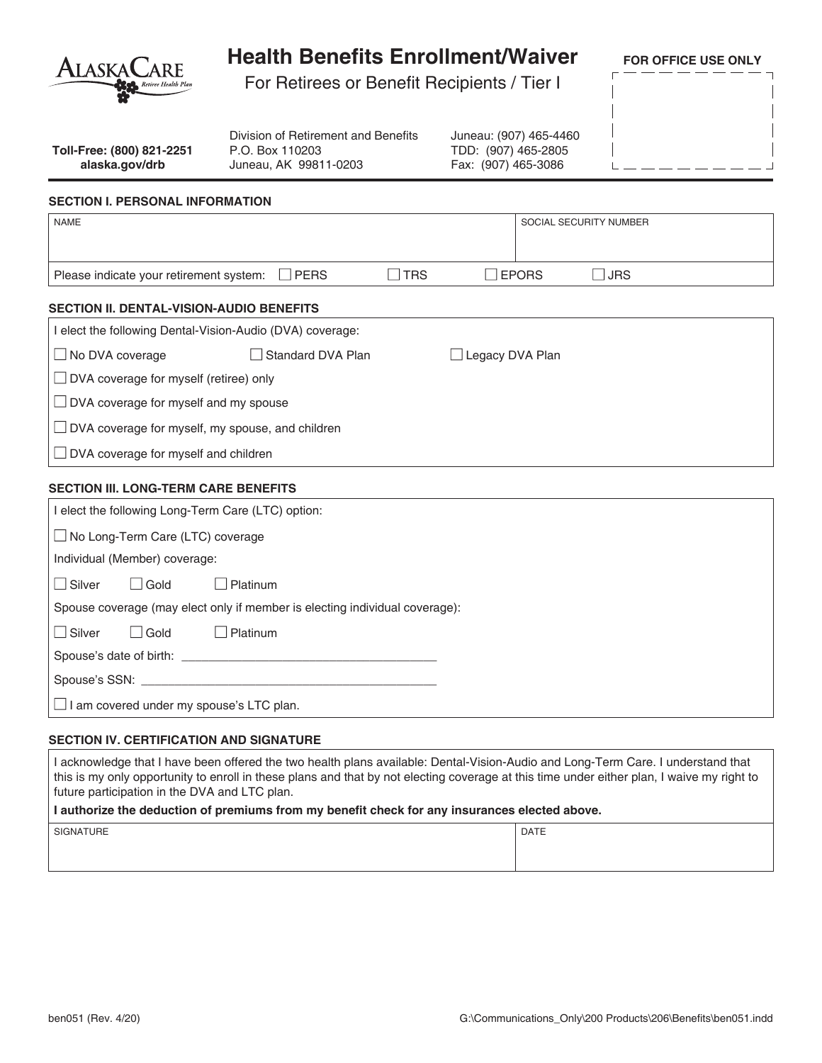AlaskaCare Retiree Health Plan

# Health Benefits Enrollment/Waiver

For Retirees or Benefit Recipients / Tier I

**FOR OFFICE USE ONLY**

**Toll-Free: (800) 821-2251**
**alaska.gov/drb**

Division of Retirement and Benefits
P.O. Box 110203
Juneau, AK 99811-0203

Juneau: (907) 465-4460
TDD: (907) 465-2805
Fax: (907) 465-3086

## SECTION I. PERSONAL INFORMATION

| NAME | SOCIAL SECURITY NUMBER |
|---|---|
| | |

Please indicate your retirement system: ☐ PERS ☐ TRS ☐ EPORS ☐ JRS

## SECTION II. DENTAL-VISION-AUDIO BENEFITS

I elect the following Dental-Vision-Audio (DVA) coverage:

☐ No DVA coverage ☐ Standard DVA Plan ☐ Legacy DVA Plan

☐ DVA coverage for myself (retiree) only

☐ DVA coverage for myself and my spouse

☐ DVA coverage for myself, my spouse, and children

☐ DVA coverage for myself and children

## SECTION III. LONG-TERM CARE BENEFITS

I elect the following Long-Term Care (LTC) option:

☐ No Long-Term Care (LTC) coverage

Individual (Member) coverage:

☐ Silver ☐ Gold ☐ Platinum

Spouse coverage (may elect only if member is electing individual coverage):

☐ Silver ☐ Gold ☐ Platinum

Spouse's date of birth: ______________________________________

Spouse's SSN: ____________________________________________

☐ I am covered under my spouse's LTC plan.

## SECTION IV. CERTIFICATION AND SIGNATURE

I acknowledge that I have been offered the two health plans available: Dental-Vision-Audio and Long-Term Care. I understand that this is my only opportunity to enroll in these plans and that by not electing coverage at this time under either plan, I waive my right to future participation in the DVA and LTC plan.

**I authorize the deduction of premiums from my benefit check for any insurances elected above.**

| SIGNATURE | DATE |
|---|---|
| | |

ben051 (Rev. 4/20) G:\Communications_Only\200 Products\206\Benefits\ben051.indd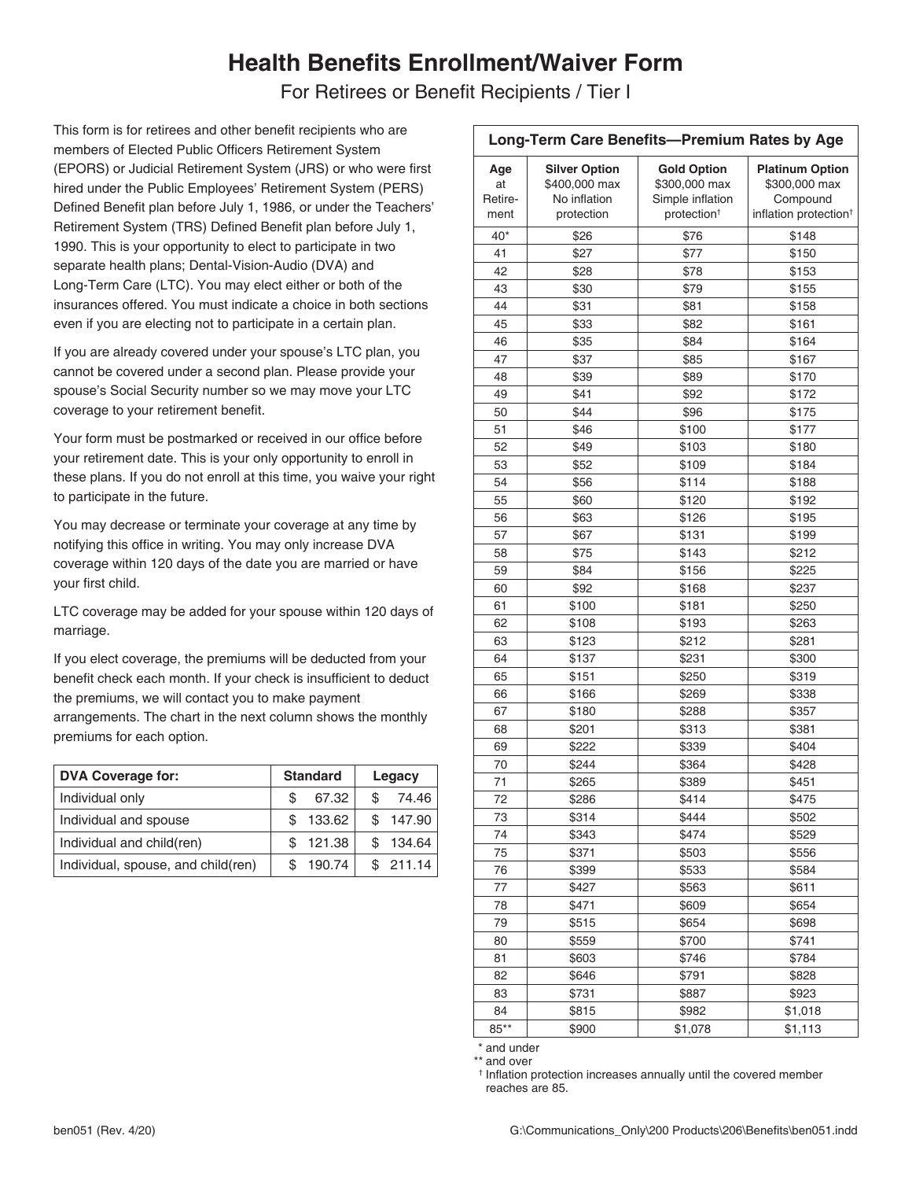# Health Benefits Enrollment/Waiver Form

For Retirees or Benefit Recipients / Tier I

This form is for retirees and other benefit recipients who are members of Elected Public Officers Retirement System (EPORS) or Judicial Retirement System (JRS) or who were first hired under the Public Employees' Retirement System (PERS) Defined Benefit plan before July 1, 1986, or under the Teachers' Retirement System (TRS) Defined Benefit plan before July 1, 1990. This is your opportunity to elect to participate in two separate health plans; Dental-Vision-Audio (DVA) and Long-Term Care (LTC). You may elect either or both of the insurances offered. You must indicate a choice in both sections even if you are electing not to participate in a certain plan.

If you are already covered under your spouse's LTC plan, you cannot be covered under a second plan. Please provide your spouse's Social Security number so we may move your LTC coverage to your retirement benefit.

Your form must be postmarked or received in our office before your retirement date. This is your only opportunity to enroll in these plans. If you do not enroll at this time, you waive your right to participate in the future.

You may decrease or terminate your coverage at any time by notifying this office in writing. You may only increase DVA coverage within 120 days of the date you are married or have your first child.

LTC coverage may be added for your spouse within 120 days of marriage.

If you elect coverage, the premiums will be deducted from your benefit check each month. If your check is insufficient to deduct the premiums, we will contact you to make payment arrangements. The chart in the next column shows the monthly premiums for each option.

| DVA Coverage for: | Standard | Legacy |
|---|---|---|
| Individual only | $ 67.32 | $ 74.46 |
| Individual and spouse | $ 133.62 | $ 147.90 |
| Individual and child(ren) | $ 121.38 | $ 134.64 |
| Individual, spouse, and child(ren) | $ 190.74 | $ 211.14 |

**Long-Term Care Benefits—Premium Rates by Age**

| Age at Retirement | Silver Option $400,000 max No inflation protection | Gold Option $300,000 max Simple inflation protection† | Platinum Option $300,000 max Compound inflation protection† |
|---|---|---|---|
| 40* | $26 | $76 | $148 |
| 41 | $27 | $77 | $150 |
| 42 | $28 | $78 | $153 |
| 43 | $30 | $79 | $155 |
| 44 | $31 | $81 | $158 |
| 45 | $33 | $82 | $161 |
| 46 | $35 | $84 | $164 |
| 47 | $37 | $85 | $167 |
| 48 | $39 | $89 | $170 |
| 49 | $41 | $92 | $172 |
| 50 | $44 | $96 | $175 |
| 51 | $46 | $100 | $177 |
| 52 | $49 | $103 | $180 |
| 53 | $52 | $109 | $184 |
| 54 | $56 | $114 | $188 |
| 55 | $60 | $120 | $192 |
| 56 | $63 | $126 | $195 |
| 57 | $67 | $131 | $199 |
| 58 | $75 | $143 | $212 |
| 59 | $84 | $156 | $225 |
| 60 | $92 | $168 | $237 |
| 61 | $100 | $181 | $250 |
| 62 | $108 | $193 | $263 |
| 63 | $123 | $212 | $281 |
| 64 | $137 | $231 | $300 |
| 65 | $151 | $250 | $319 |
| 66 | $166 | $269 | $338 |
| 67 | $180 | $288 | $357 |
| 68 | $201 | $313 | $381 |
| 69 | $222 | $339 | $404 |
| 70 | $244 | $364 | $428 |
| 71 | $265 | $389 | $451 |
| 72 | $286 | $414 | $475 |
| 73 | $314 | $444 | $502 |
| 74 | $343 | $474 | $529 |
| 75 | $371 | $503 | $556 |
| 76 | $399 | $533 | $584 |
| 77 | $427 | $563 | $611 |
| 78 | $471 | $609 | $654 |
| 79 | $515 | $654 | $698 |
| 80 | $559 | $700 | $741 |
| 81 | $603 | $746 | $784 |
| 82 | $646 | $791 | $828 |
| 83 | $731 | $887 | $923 |
| 84 | $815 | $982 | $1,018 |
| 85** | $900 | $1,078 | $1,113 |

\* and under
** and over
† Inflation protection increases annually until the covered member reaches are 85.

ben051 (Rev. 4/20)

G:\Communications_Only\200 Products\206\Benefits\ben051.indd